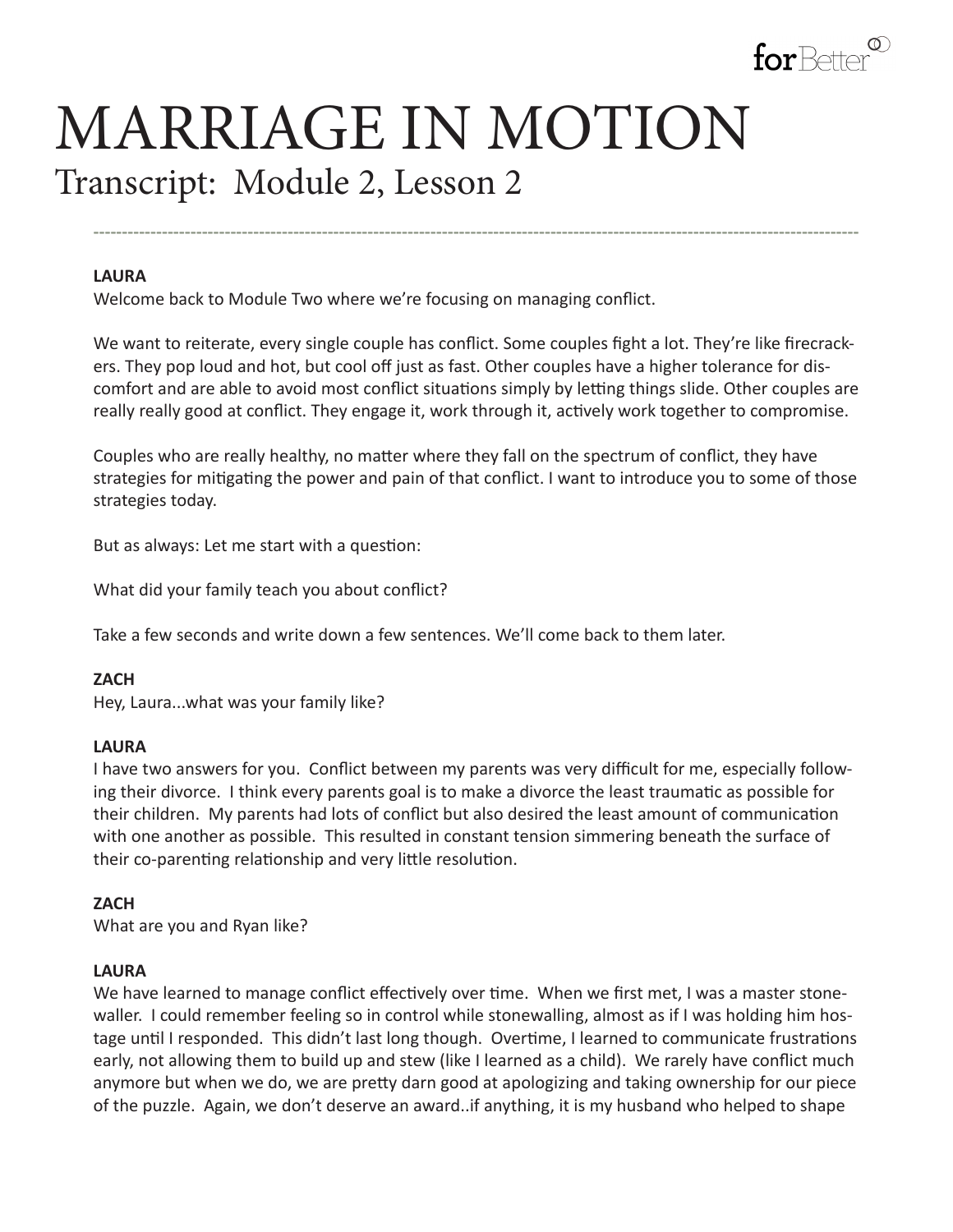# MARRIAGE IN MOTION

## Transcript: Module 2, Lesson 2

---

**LAURA**

Welcome back to Module Two where we're focusing on managing conflict.

We want to reiterate, every single couple has conflict. Some couples fight a lot. They're like firecrackers. They pop loud and hot, but cool off just as fast. Other couples have a higher tolerance for discomfort and are able to avoid most conflict situations simply by letting things slide. Other couples are really really good at conflict. They engage it, work through it, actively work together to compromise.

Couples who are really healthy, no matter where they fall on the spectrum of conflict, they have strategies for mitigating the power and pain of that conflict. I want to introduce you to some of those strategies today.

But as always: Let me start with a question:

What did your family teach you about conflict?

Take a few seconds and write down a few sentences. We'll come back to them later.

**ZACH**

Hey, Laura...what was your family like?

**LAURA**

I have two answers for you. Conflict between my parents was very difficult for me, especially following their divorce. I think every parents goal is to make a divorce the least traumatic as possible for their children. My parents had lots of conflict but also desired the least amount of communication with one another as possible. This resulted in constant tension simmering beneath the surface of their co-parenting relationship and very little resolution.

**ZACH**

What are you and Ryan like?

**LAURA**

We have learned to manage conflict effectively over time. When we first met, I was a master stonewaller. I could remember feeling so in control while stonewalling, almost as if I was holding him hostage until I responded. This didn't last long though. Overtime, I learned to communicate frustrations early, not allowing them to build up and stew (like I learned as a child). We rarely have conflict much anymore but when we do, we are pretty darn good at apologizing and taking ownership for our piece of the puzzle. Again, we don't deserve an award..if anything, it is my husband who helped to shape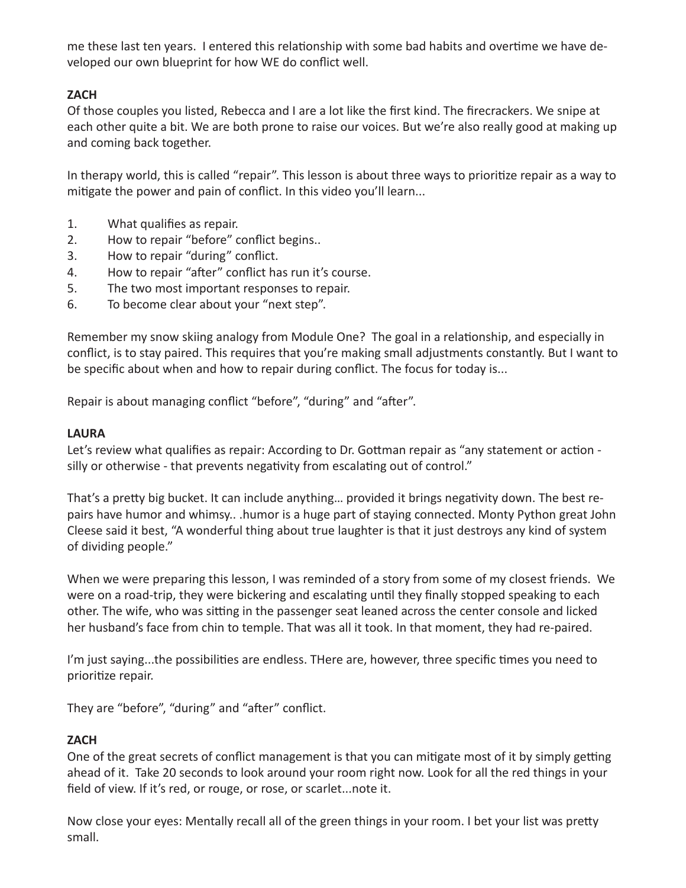me these last ten years. I entered this relationship with some bad habits and overtime we have developed our own blueprint for how WE do conflict well.

**ZACH**

Of those couples you listed, Rebecca and I are a lot like the first kind. The firecrackers. We snipe at each other quite a bit. We are both prone to raise our voices. But we're also really good at making up and coming back together.

In therapy world, this is called "repair". This lesson is about three ways to prioritize repair as a way to mitigate the power and pain of conflict. In this video you'll learn...

1. What qualifies as repair.
2. How to repair "before" conflict begins..
3. How to repair "during" conflict.
4. How to repair "after" conflict has run it's course.
5. The two most important responses to repair.
6. To become clear about your "next step".

Remember my snow skiing analogy from Module One? The goal in a relationship, and especially in conflict, is to stay paired. This requires that you're making small adjustments constantly. But I want to be specific about when and how to repair during conflict. The focus for today is...

Repair is about managing conflict "before", "during" and "after".

**LAURA**

Let's review what qualifies as repair: According to Dr. Gottman repair as "any statement or action - silly or otherwise - that prevents negativity from escalating out of control."

That's a pretty big bucket. It can include anything… provided it brings negativity down. The best repairs have humor and whimsy.. .humor is a huge part of staying connected. Monty Python great John Cleese said it best, "A wonderful thing about true laughter is that it just destroys any kind of system of dividing people."

When we were preparing this lesson, I was reminded of a story from some of my closest friends. We were on a road-trip, they were bickering and escalating until they finally stopped speaking to each other. The wife, who was sitting in the passenger seat leaned across the center console and licked her husband's face from chin to temple. That was all it took. In that moment, they had re-paired.

I'm just saying...the possibilities are endless. THere are, however, three specific times you need to prioritize repair.

They are "before", "during" and "after" conflict.

**ZACH**

One of the great secrets of conflict management is that you can mitigate most of it by simply getting ahead of it. Take 20 seconds to look around your room right now. Look for all the red things in your field of view. If it's red, or rouge, or rose, or scarlet...note it.

Now close your eyes: Mentally recall all of the green things in your room. I bet your list was pretty small.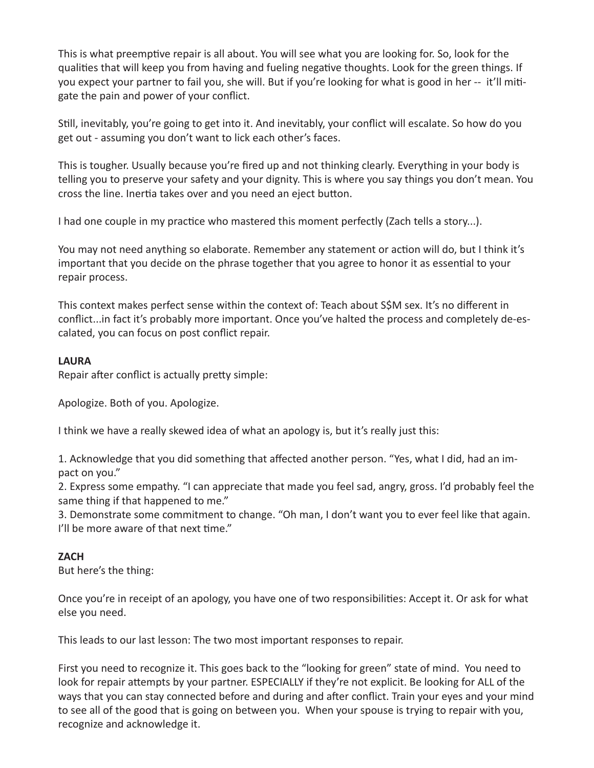This is what preemptive repair is all about. You will see what you are looking for. So, look for the qualities that will keep you from having and fueling negative thoughts. Look for the green things. If you expect your partner to fail you, she will. But if you're looking for what is good in her -- it'll mitigate the pain and power of your conflict.

Still, inevitably, you're going to get into it. And inevitably, your conflict will escalate. So how do you get out - assuming you don't want to lick each other's faces.

This is tougher. Usually because you're fired up and not thinking clearly. Everything in your body is telling you to preserve your safety and your dignity. This is where you say things you don't mean. You cross the line. Inertia takes over and you need an eject button.

I had one couple in my practice who mastered this moment perfectly (Zach tells a story...).

You may not need anything so elaborate. Remember any statement or action will do, but I think it's important that you decide on the phrase together that you agree to honor it as essential to your repair process.

This context makes perfect sense within the context of: Teach about S$M sex. It's no different in conflict...in fact it's probably more important. Once you've halted the process and completely de-escalated, you can focus on post conflict repair.

**LAURA**

Repair after conflict is actually pretty simple:

Apologize. Both of you. Apologize.

I think we have a really skewed idea of what an apology is, but it's really just this:

1. Acknowledge that you did something that affected another person. "Yes, what I did, had an impact on you."
2. Express some empathy. "I can appreciate that made you feel sad, angry, gross. I'd probably feel the same thing if that happened to me."
3. Demonstrate some commitment to change. "Oh man, I don't want you to ever feel like that again. I'll be more aware of that next time."

**ZACH**

But here's the thing:

Once you're in receipt of an apology, you have one of two responsibilities: Accept it. Or ask for what else you need.

This leads to our last lesson: The two most important responses to repair.

First you need to recognize it. This goes back to the "looking for green" state of mind. You need to look for repair attempts by your partner. ESPECIALLY if they're not explicit. Be looking for ALL of the ways that you can stay connected before and during and after conflict. Train your eyes and your mind to see all of the good that is going on between you. When your spouse is trying to repair with you, recognize and acknowledge it.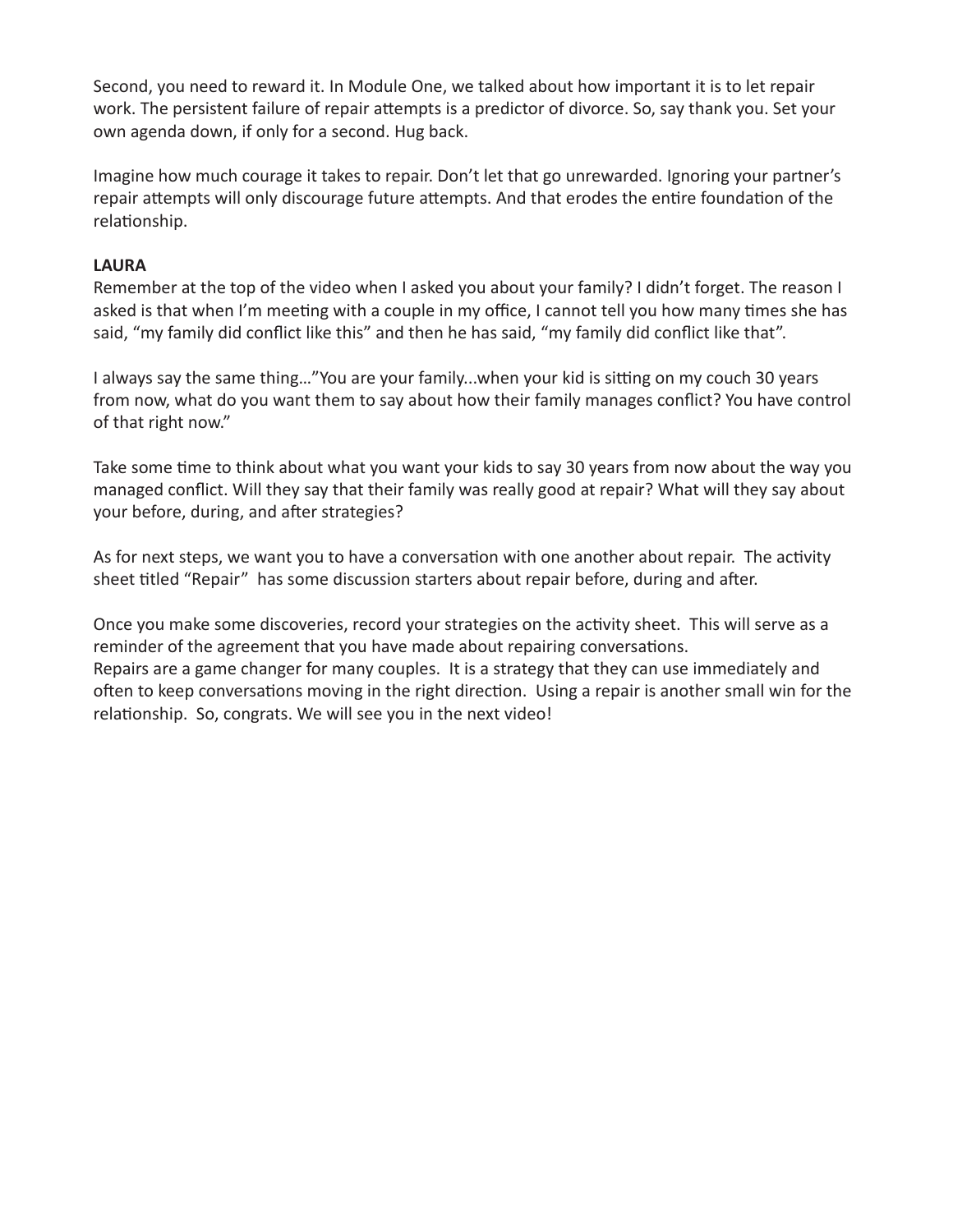Second, you need to reward it. In Module One, we talked about how important it is to let repair work. The persistent failure of repair attempts is a predictor of divorce. So, say thank you. Set your own agenda down, if only for a second. Hug back.

Imagine how much courage it takes to repair. Don't let that go unrewarded. Ignoring your partner's repair attempts will only discourage future attempts. And that erodes the entire foundation of the relationship.

**LAURA**
Remember at the top of the video when I asked you about your family? I didn't forget. The reason I asked is that when I'm meeting with a couple in my office, I cannot tell you how many times she has said, "my family did conflict like this" and then he has said, "my family did conflict like that".

I always say the same thing…"You are your family...when your kid is sitting on my couch 30 years from now, what do you want them to say about how their family manages conflict? You have control of that right now."

Take some time to think about what you want your kids to say 30 years from now about the way you managed conflict. Will they say that their family was really good at repair? What will they say about your before, during, and after strategies?

As for next steps, we want you to have a conversation with one another about repair. The activity sheet titled "Repair" has some discussion starters about repair before, during and after.

Once you make some discoveries, record your strategies on the activity sheet. This will serve as a reminder of the agreement that you have made about repairing conversations.
Repairs are a game changer for many couples. It is a strategy that they can use immediately and often to keep conversations moving in the right direction. Using a repair is another small win for the relationship. So, congrats. We will see you in the next video!